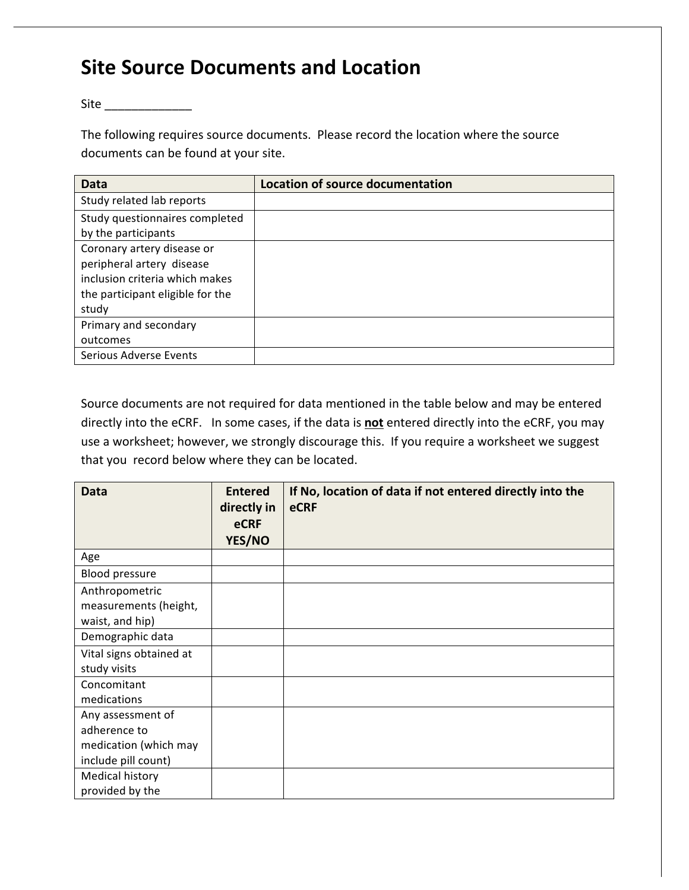# Site Source Documents and Location

Site _____________

The following requires source documents. Please record the location where the source documents can be found at your site.

| Data | Location of source documentation |
|---|---|
| Study related lab reports | |
| Study questionnaires completed by the participants | |
| Coronary artery disease or peripheral artery disease inclusion criteria which makes the participant eligible for the study | |
| Primary and secondary outcomes | |
| Serious Adverse Events | |

Source documents are not required for data mentioned in the table below and may be entered directly into the eCRF. In some cases, if the data is **not** entered directly into the eCRF, you may use a worksheet; however, we strongly discourage this. If you require a worksheet we suggest that you record below where they can be located.

| Data | Entered directly in eCRF YES/NO | If No, location of data if not entered directly into the eCRF |
|---|---|---|
| Age | | |
| Blood pressure | | |
| Anthropometric measurements (height, waist, and hip) | | |
| Demographic data | | |
| Vital signs obtained at study visits | | |
| Concomitant medications | | |
| Any assessment of adherence to medication (which may include pill count) | | |
| Medical history provided by the | | |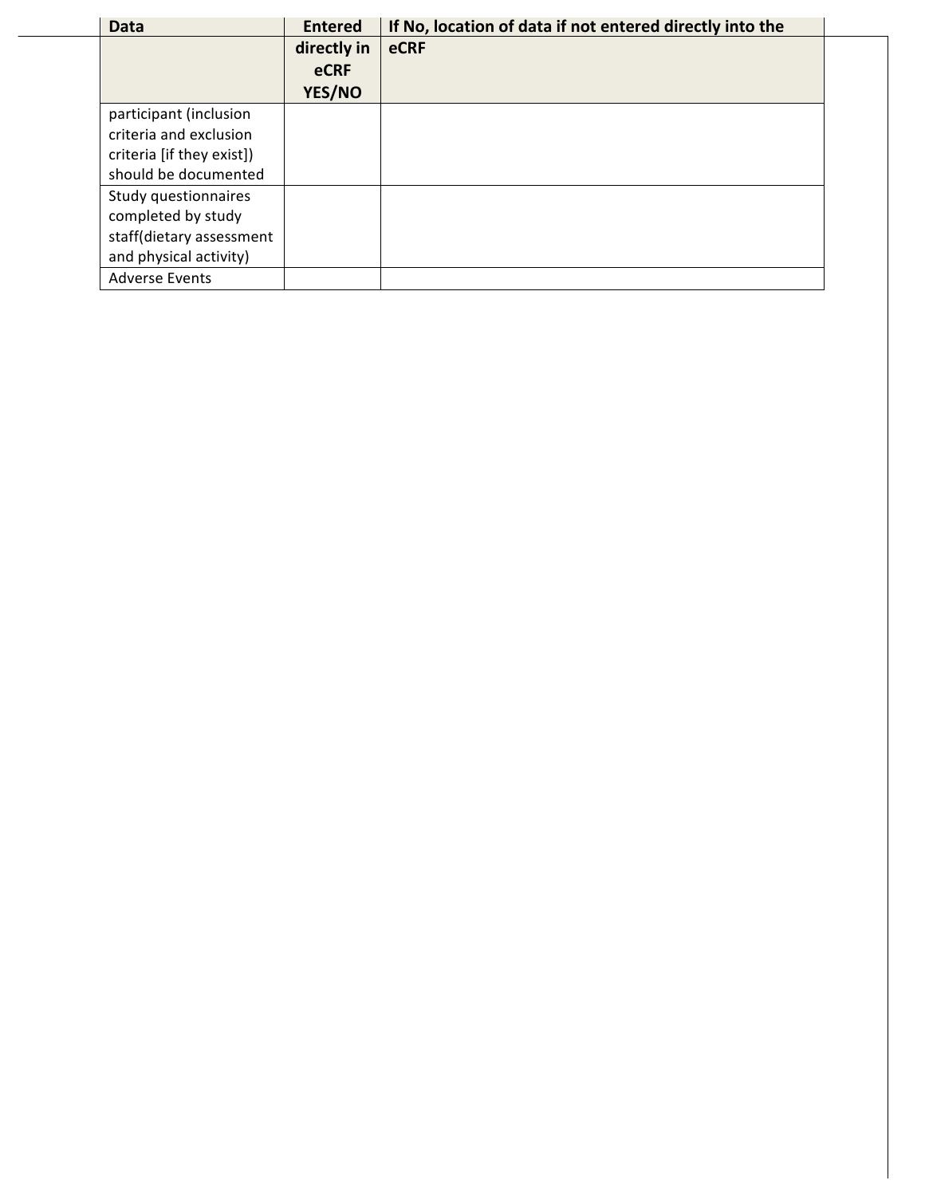| Data | Entered directly in eCRF YES/NO | If No, location of data if not entered directly into the eCRF |
|---|---|---|
| participant (inclusion criteria and exclusion criteria [if they exist]) should be documented | | |
| Study questionnaires completed by study staff(dietary assessment and physical activity) | | |
| Adverse Events | | |